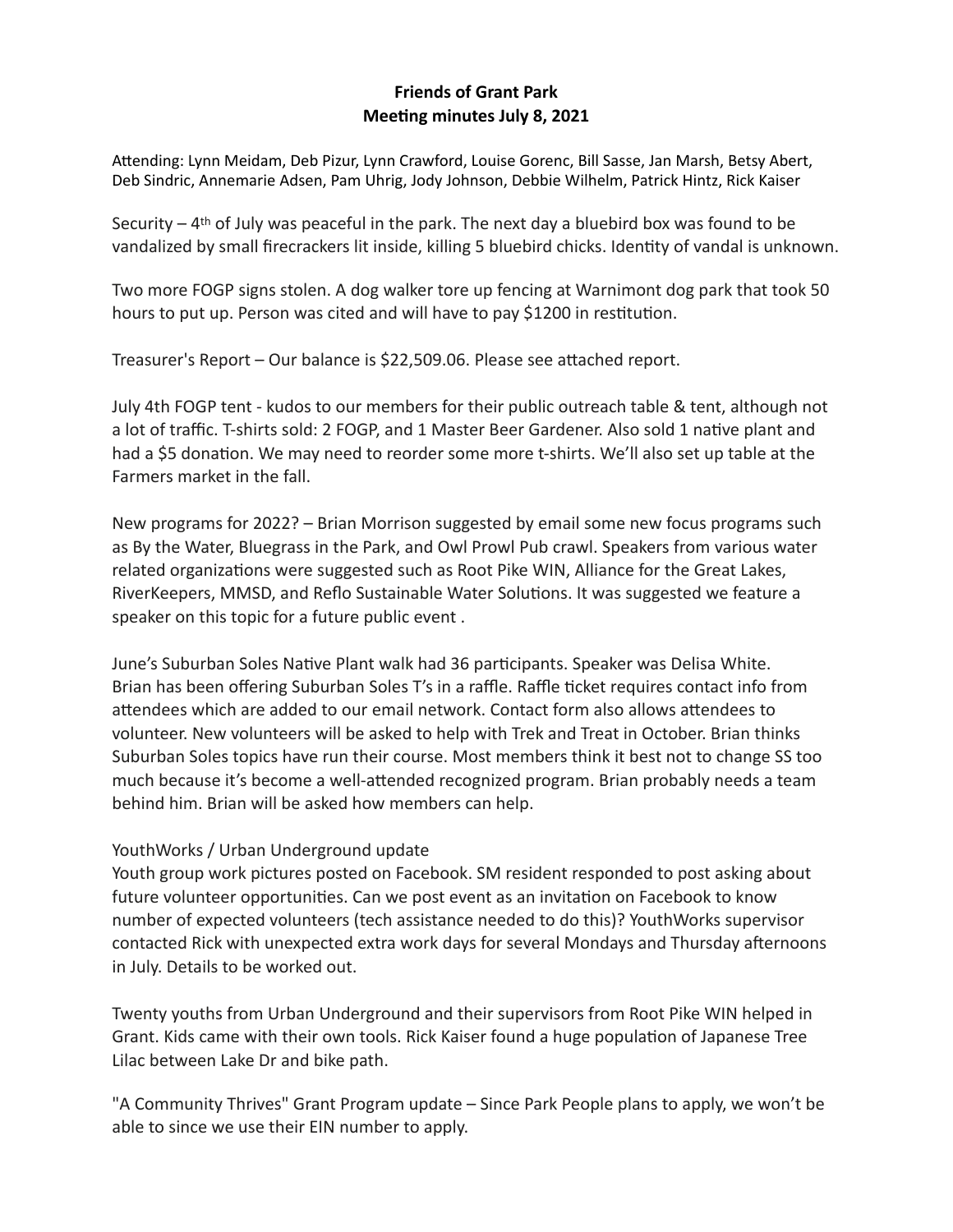**Friends of Grant Park**
**Meeting minutes July 8, 2021**

Attending: Lynn Meidam, Deb Pizur, Lynn Crawford, Louise Gorenc, Bill Sasse, Jan Marsh, Betsy Abert, Deb Sindric, Annemarie Adsen, Pam Uhrig, Jody Johnson, Debbie Wilhelm, Patrick Hintz, Rick Kaiser

Security – 4th of July was peaceful in the park. The next day a bluebird box was found to be vandalized by small firecrackers lit inside, killing 5 bluebird chicks. Identity of vandal is unknown.

Two more FOGP signs stolen. A dog walker tore up fencing at Warnimont dog park that took 50 hours to put up. Person was cited and will have to pay $1200 in restitution.

Treasurer's Report – Our balance is $22,509.06. Please see attached report.

July 4th FOGP tent - kudos to our members for their public outreach table & tent, although not a lot of traffic. T-shirts sold: 2 FOGP, and 1 Master Beer Gardener. Also sold 1 native plant and had a $5 donation. We may need to reorder some more t-shirts. We'll also set up table at the Farmers market in the fall.

New programs for 2022? – Brian Morrison suggested by email some new focus programs such as By the Water, Bluegrass in the Park, and Owl Prowl Pub crawl. Speakers from various water related organizations were suggested such as Root Pike WIN, Alliance for the Great Lakes, RiverKeepers, MMSD, and Reflo Sustainable Water Solutions. It was suggested we feature a speaker on this topic for a future public event .

June's Suburban Soles Native Plant walk had 36 participants. Speaker was Delisa White. Brian has been offering Suburban Soles T's in a raffle. Raffle ticket requires contact info from attendees which are added to our email network. Contact form also allows attendees to volunteer. New volunteers will be asked to help with Trek and Treat in October. Brian thinks Suburban Soles topics have run their course. Most members think it best not to change SS too much because it's become a well-attended recognized program. Brian probably needs a team behind him. Brian will be asked how members can help.

YouthWorks / Urban Underground update
Youth group work pictures posted on Facebook. SM resident responded to post asking about future volunteer opportunities. Can we post event as an invitation on Facebook to know number of expected volunteers (tech assistance needed to do this)? YouthWorks supervisor contacted Rick with unexpected extra work days for several Mondays and Thursday afternoons in July. Details to be worked out.

Twenty youths from Urban Underground and their supervisors from Root Pike WIN helped in Grant. Kids came with their own tools. Rick Kaiser found a huge population of Japanese Tree Lilac between Lake Dr and bike path.

"A Community Thrives" Grant Program update – Since Park People plans to apply, we won't be able to since we use their EIN number to apply.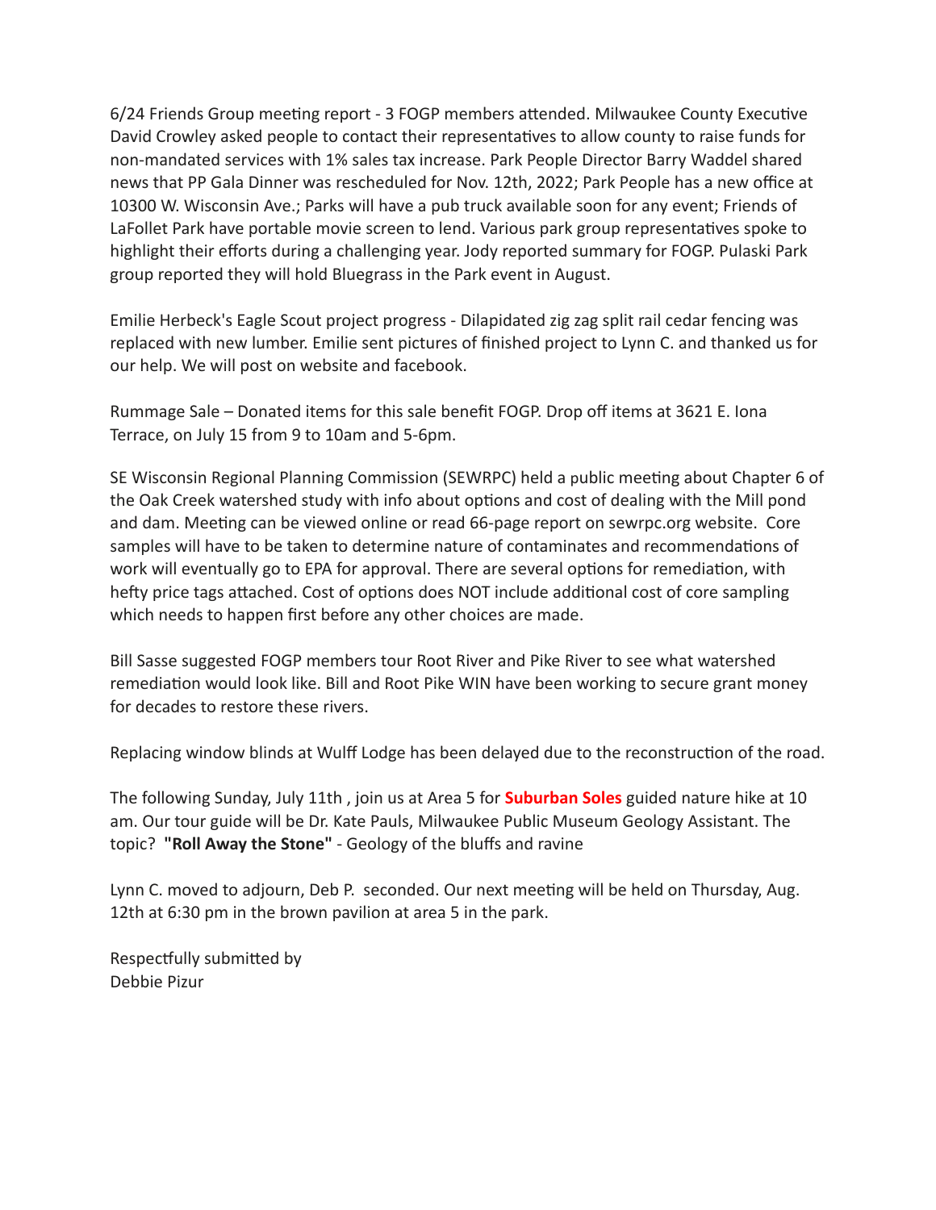6/24 Friends Group meeting report - 3 FOGP members attended. Milwaukee County Executive David Crowley asked people to contact their representatives to allow county to raise funds for non-mandated services with 1% sales tax increase. Park People Director Barry Waddel shared news that PP Gala Dinner was rescheduled for Nov. 12th, 2022; Park People has a new office at 10300 W. Wisconsin Ave.; Parks will have a pub truck available soon for any event; Friends of LaFollet Park have portable movie screen to lend. Various park group representatives spoke to highlight their efforts during a challenging year. Jody reported summary for FOGP. Pulaski Park group reported they will hold Bluegrass in the Park event in August.

Emilie Herbeck's Eagle Scout project progress - Dilapidated zig zag split rail cedar fencing was replaced with new lumber. Emilie sent pictures of finished project to Lynn C. and thanked us for our help. We will post on website and facebook.

Rummage Sale – Donated items for this sale benefit FOGP. Drop off items at 3621 E. Iona Terrace, on July 15 from 9 to 10am and 5-6pm.

SE Wisconsin Regional Planning Commission (SEWRPC) held a public meeting about Chapter 6 of the Oak Creek watershed study with info about options and cost of dealing with the Mill pond and dam. Meeting can be viewed online or read 66-page report on sewrpc.org website. Core samples will have to be taken to determine nature of contaminates and recommendations of work will eventually go to EPA for approval. There are several options for remediation, with hefty price tags attached. Cost of options does NOT include additional cost of core sampling which needs to happen first before any other choices are made.

Bill Sasse suggested FOGP members tour Root River and Pike River to see what watershed remediation would look like. Bill and Root Pike WIN have been working to secure grant money for decades to restore these rivers.

Replacing window blinds at Wulff Lodge has been delayed due to the reconstruction of the road.

The following Sunday, July 11th , join us at Area 5 for **Suburban Soles** guided nature hike at 10 am. Our tour guide will be Dr. Kate Pauls, Milwaukee Public Museum Geology Assistant. The topic? **"Roll Away the Stone"** - Geology of the bluffs and ravine

Lynn C. moved to adjourn, Deb P. seconded. Our next meeting will be held on Thursday, Aug. 12th at 6:30 pm in the brown pavilion at area 5 in the park.

Respectfully submitted by
Debbie Pizur